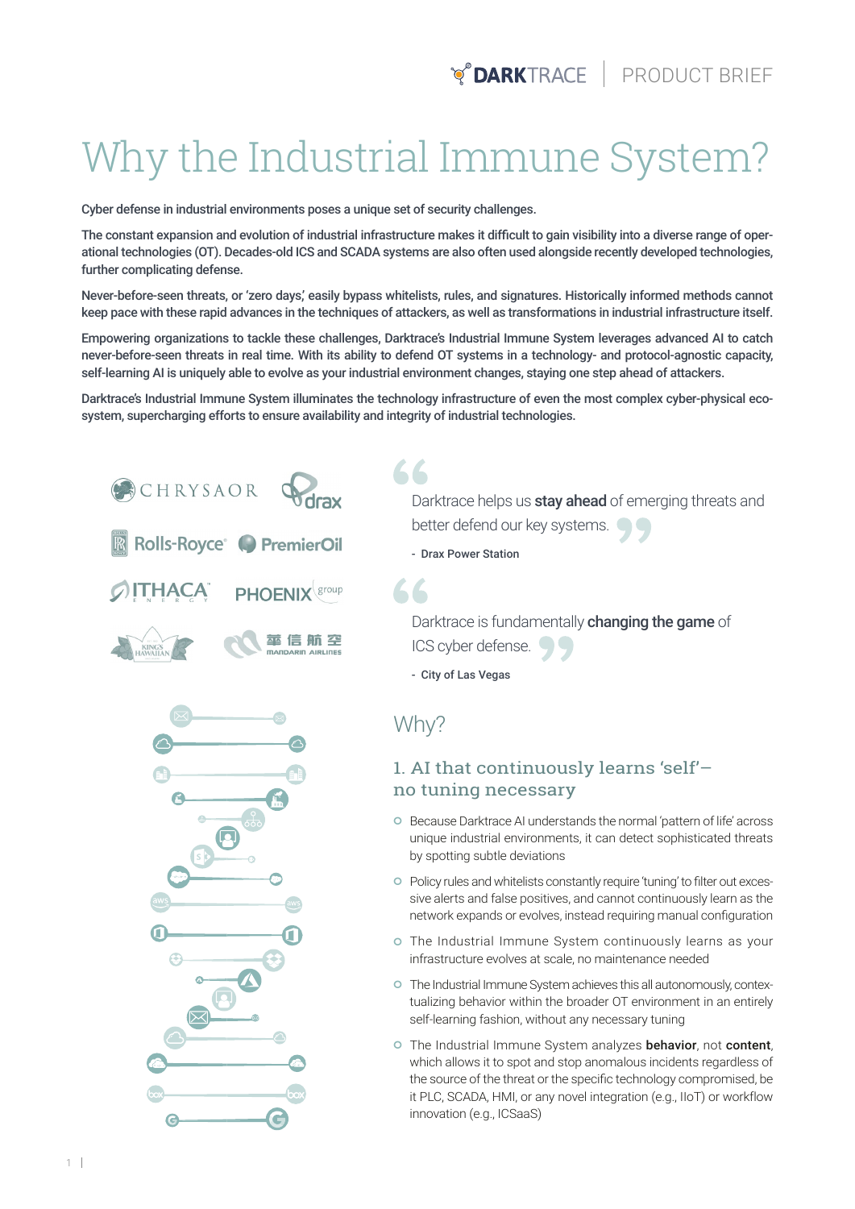# Why the Industrial Immune System?

Cyber defense in industrial environments poses a unique set of security challenges.

The constant expansion and evolution of industrial infrastructure makes it difficult to gain visibility into a diverse range of operational technologies (OT). Decades-old ICS and SCADA systems are also often used alongside recently developed technologies, further complicating defense.

Never-before-seen threats, or 'zero days,' easily bypass whitelists, rules, and signatures. Historically informed methods cannot keep pace with these rapid advances in the techniques of attackers, as well as transformations in industrial infrastructure itself.

Empowering organizations to tackle these challenges, Darktrace's Industrial Immune System leverages advanced AI to catch never-before-seen threats in real time. With its ability to defend OT systems in a technology- and protocol-agnostic capacity, self-learning AI is uniquely able to evolve as your industrial environment changes, staying one step ahead of attackers.

Darktrace's Industrial Immune System illuminates the technology infrastructure of even the most complex cyber-physical ecosystem, supercharging efforts to ensure availability and integrity of industrial technologies.

> Darktrace helps us **stay ahead** of emerging threats and better defend our key systems.
>
> - Drax Power Station

> Darktrace is fundamentally **changing the game** of ICS cyber defense.
>
> - City of Las Vegas

## Why?

### 1. AI that continuously learns 'self' – no tuning necessary

- Because Darktrace AI understands the normal 'pattern of life' across unique industrial environments, it can detect sophisticated threats by spotting subtle deviations
- Policy rules and whitelists constantly require 'tuning' to filter out excessive alerts and false positives, and cannot continuously learn as the network expands or evolves, instead requiring manual configuration
- The Industrial Immune System continuously learns as your infrastructure evolves at scale, no maintenance needed
- The Industrial Immune System achieves this all autonomously, contextualizing behavior within the broader OT environment in an entirely self-learning fashion, without any necessary tuning
- The Industrial Immune System analyzes **behavior**, not **content**, which allows it to spot and stop anomalous incidents regardless of the source of the threat or the specific technology compromised, be it PLC, SCADA, HMI, or any novel integration (e.g., IIoT) or workflow innovation (e.g., ICSaaS)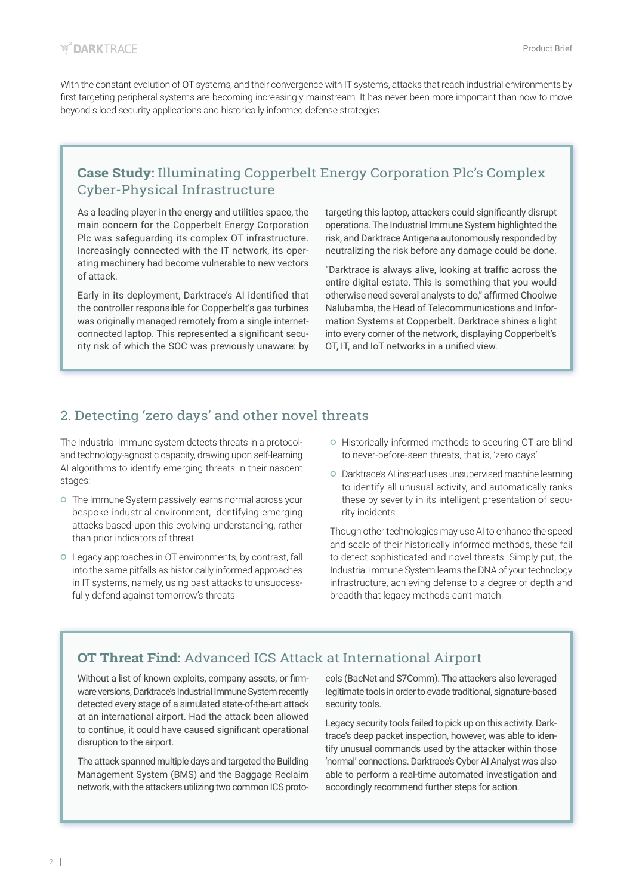With the constant evolution of OT systems, and their convergence with IT systems, attacks that reach industrial environments by first targeting peripheral systems are becoming increasingly mainstream. It has never been more important than now to move beyond siloed security applications and historically informed defense strategies.

### **Case Study:** Illuminating Copperbelt Energy Corporation Plc's Complex Cyber-Physical Infrastructure

As a leading player in the energy and utilities space, the main concern for the Copperbelt Energy Corporation Plc was safeguarding its complex OT infrastructure. Increasingly connected with the IT network, its operating machinery had become vulnerable to new vectors of attack.

Early in its deployment, Darktrace's AI identified that the controller responsible for Copperbelt's gas turbines was originally managed remotely from a single internet-connected laptop. This represented a significant security risk of which the SOC was previously unaware: by targeting this laptop, attackers could significantly disrupt operations. The Industrial Immune System highlighted the risk, and Darktrace Antigena autonomously responded by neutralizing the risk before any damage could be done.

"Darktrace is always alive, looking at traffic across the entire digital estate. This is something that you would otherwise need several analysts to do," affirmed Choolwe Nalubamba, the Head of Telecommunications and Information Systems at Copperbelt. Darktrace shines a light into every corner of the network, displaying Copperbelt's OT, IT, and IoT networks in a unified view.

## 2. Detecting 'zero days' and other novel threats

The Industrial Immune system detects threats in a protocol- and technology-agnostic capacity, drawing upon self-learning AI algorithms to identify emerging threats in their nascent stages:

- The Immune System passively learns normal across your bespoke industrial environment, identifying emerging attacks based upon this evolving understanding, rather than prior indicators of threat
- Legacy approaches in OT environments, by contrast, fall into the same pitfalls as historically informed approaches in IT systems, namely, using past attacks to unsuccessfully defend against tomorrow's threats
- Historically informed methods to securing OT are blind to never-before-seen threats, that is, 'zero days'
- Darktrace's AI instead uses unsupervised machine learning to identify all unusual activity, and automatically ranks these by severity in its intelligent presentation of security incidents

Though other technologies may use AI to enhance the speed and scale of their historically informed methods, these fail to detect sophisticated and novel threats. Simply put, the Industrial Immune System learns the DNA of your technology infrastructure, achieving defense to a degree of depth and breadth that legacy methods can't match.

### **OT Threat Find:** Advanced ICS Attack at International Airport

Without a list of known exploits, company assets, or firmware versions, Darktrace's Industrial Immune System recently detected every stage of a simulated state-of-the-art attack at an international airport. Had the attack been allowed to continue, it could have caused significant operational disruption to the airport.

The attack spanned multiple days and targeted the Building Management System (BMS) and the Baggage Reclaim network, with the attackers utilizing two common ICS protocols (BacNet and S7Comm). The attackers also leveraged legitimate tools in order to evade traditional, signature-based security tools.

Legacy security tools failed to pick up on this activity. Darktrace's deep packet inspection, however, was able to identify unusual commands used by the attacker within those 'normal' connections. Darktrace's Cyber AI Analyst was also able to perform a real-time automated investigation and accordingly recommend further steps for action.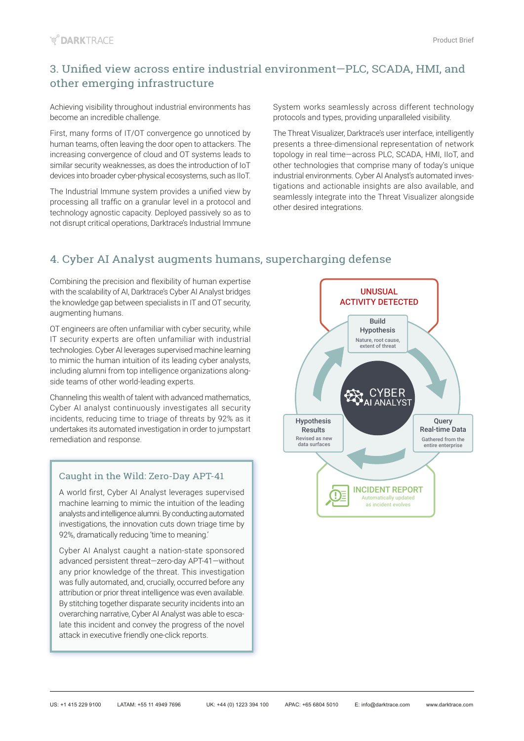## 3. Unified view across entire industrial environment—PLC, SCADA, HMI, and other emerging infrastructure

Achieving visibility throughout industrial environments has become an incredible challenge.

First, many forms of IT/OT convergence go unnoticed by human teams, often leaving the door open to attackers. The increasing convergence of cloud and OT systems leads to similar security weaknesses, as does the introduction of IoT devices into broader cyber-physical ecosystems, such as IIoT.

The Industrial Immune system provides a unified view by processing all traffic on a granular level in a protocol and technology agnostic capacity. Deployed passively so as to not disrupt critical operations, Darktrace's Industrial Immune System works seamlessly across different technology protocols and types, providing unparalleled visibility.

The Threat Visualizer, Darktrace's user interface, intelligently presents a three-dimensional representation of network topology in real time—across PLC, SCADA, HMI, IIoT, and other technologies that comprise many of today's unique industrial environments. Cyber AI Analyst's automated investigations and actionable insights are also available, and seamlessly integrate into the Threat Visualizer alongside other desired integrations.

## 4. Cyber AI Analyst augments humans, supercharging defense

Combining the precision and flexibility of human expertise with the scalability of AI, Darktrace's Cyber AI Analyst bridges the knowledge gap between specialists in IT and OT security, augmenting humans.

OT engineers are often unfamiliar with cyber security, while IT security experts are often unfamiliar with industrial technologies. Cyber AI leverages supervised machine learning to mimic the human intuition of its leading cyber analysts, including alumni from top intelligence organizations alongside teams of other world-leading experts.

Channeling this wealth of talent with advanced mathematics, Cyber AI analyst continuously investigates all security incidents, reducing time to triage of threats by 92% as it undertakes its automated investigation in order to jumpstart remediation and response.

UNUSUAL ACTIVITY DETECTED

Build Hypothesis
Nature, root cause, extent of threat

CYBER AI ANALYST

Query Real-time Data
Gathered from the entire enterprise

Hypothesis Results
Revised as new data surfaces

INCIDENT REPORT
Automatically updated as incident evolves

### Caught in the Wild: Zero-Day APT-41

A world first, Cyber AI Analyst leverages supervised machine learning to mimic the intuition of the leading analysts and intelligence alumni. By conducting automated investigations, the innovation cuts down triage time by 92%, dramatically reducing 'time to meaning.'

Cyber AI Analyst caught a nation-state sponsored advanced persistent threat—zero-day APT-41—without any prior knowledge of the threat. This investigation was fully automated, and, crucially, occurred before any attribution or prior threat intelligence was even available. By stitching together disparate security incidents into an overarching narrative, Cyber AI Analyst was able to escalate this incident and convey the progress of the novel attack in executive friendly one-click reports.

US: +1 415 229 9100 LATAM: +55 11 4949 7696 UK: +44 (0) 1223 394 100 APAC: +65 6804 5010 E: info@darktrace.com www.darktrace.com